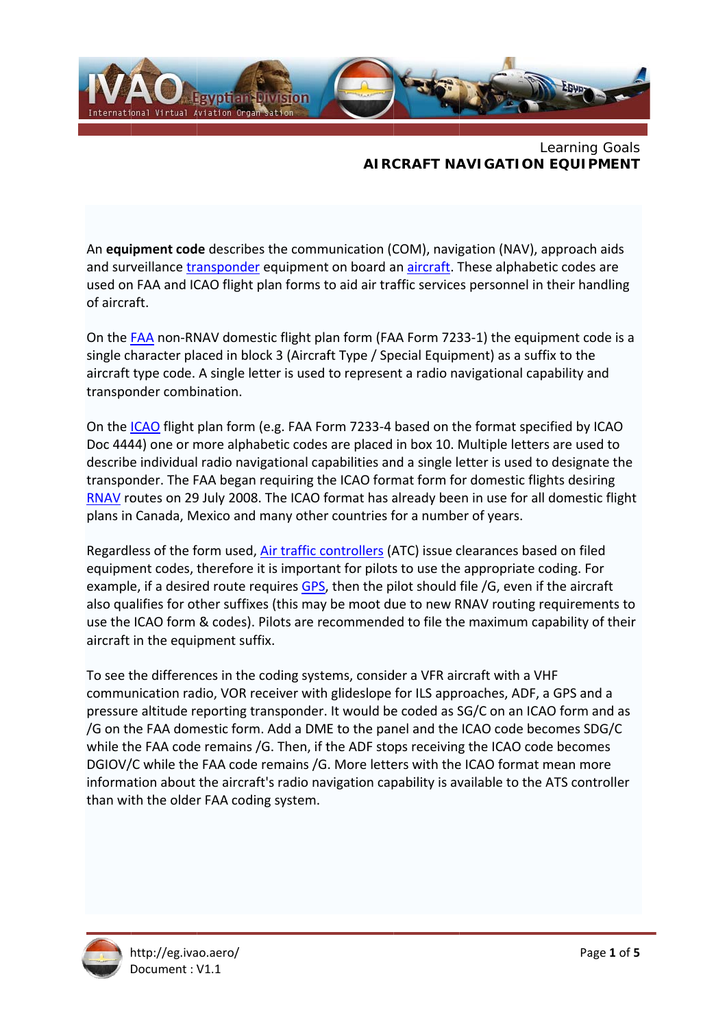Learning Goals

# AIRCRAFT NAVIGATION EQUIPMENT

An **equipment code** describes the communication (COM), navigation (NAV), approach aids and surveillance transponder equipment on board an aircraft. These alphabetic codes are used on FAA and ICAO flight plan forms to aid air traffic services personnel in their handling of aircraft.

On the FAA non-RNAV domestic flight plan form (FAA Form 7233-1) the equipment code is a single character placed in block 3 (Aircraft Type / Special Equipment) as a suffix to the aircraft type code. A single letter is used to represent a radio navigational capability and transponder combination.

On the ICAO flight plan form (e.g. FAA Form 7233-4 based on the format specified by ICAO Doc 4444) one or more alphabetic codes are placed in box 10. Multiple letters are used to describe individual radio navigational capabilities and a single letter is used to designate the transponder. The FAA began requiring the ICAO format form for domestic flights desiring RNAV routes on 29 July 2008. The ICAO format has already been in use for all domestic flight plans in Canada, Mexico and many other countries for a number of years.

Regardless of the form used, Air traffic controllers (ATC) issue clearances based on filed equipment codes, therefore it is important for pilots to use the appropriate coding. For example, if a desired route requires GPS, then the pilot should file /G, even if the aircraft also qualifies for other suffixes (this may be moot due to new RNAV routing requirements to use the ICAO form & codes). Pilots are recommended to file the maximum capability of their aircraft in the equipment suffix.

To see the differences in the coding systems, consider a VFR aircraft with a VHF communication radio, VOR receiver with glideslope for ILS approaches, ADF, a GPS and a pressure altitude reporting transponder. It would be coded as SG/C on an ICAO form and as /G on the FAA domestic form. Add a DME to the panel and the ICAO code becomes SDG/C while the FAA code remains /G. Then, if the ADF stops receiving the ICAO code becomes DGIOV/C while the FAA code remains /G. More letters with the ICAO format mean more information about the aircraft's radio navigation capability is available to the ATS controller than with the older FAA coding system.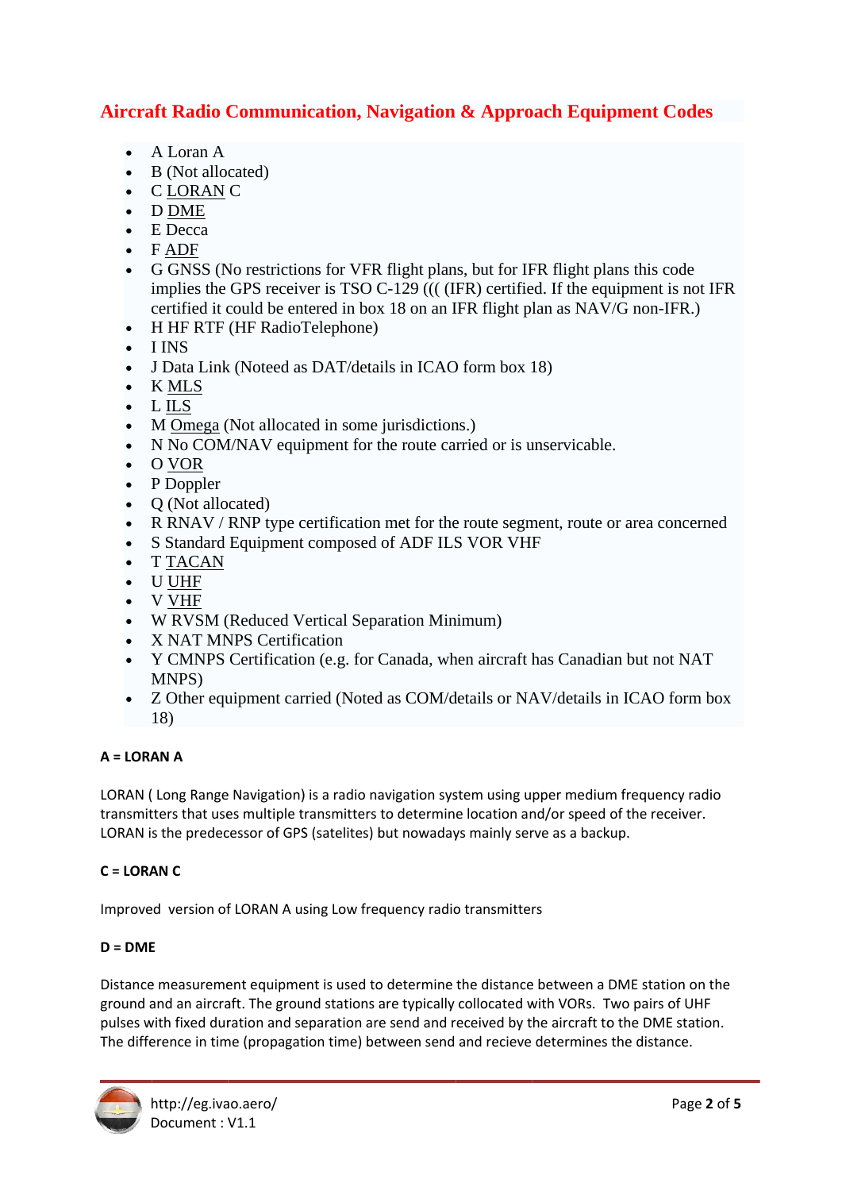## Aircraft Radio Communication, Navigation & Approach Equipment Codes

- A Loran A
- B (Not allocated)
- C LORAN C
- D DME
- E Decca
- F ADF
- G GNSS (No restrictions for VFR flight plans, but for IFR flight plans this code implies the GPS receiver is TSO C-129 ((( (IFR) certified. If the equipment is not IFR certified it could be entered in box 18 on an IFR flight plan as NAV/G non-IFR.)
- H HF RTF (HF RadioTelephone)
- I INS
- J Data Link (Noteed as DAT/details in ICAO form box 18)
- K MLS
- L ILS
- M Omega (Not allocated in some jurisdictions.)
- N No COM/NAV equipment for the route carried or is unservicable.
- O VOR
- P Doppler
- Q (Not allocated)
- R RNAV / RNP type certification met for the route segment, route or area concerned
- S Standard Equipment composed of ADF ILS VOR VHF
- T TACAN
- U UHF
- V VHF
- W RVSM (Reduced Vertical Separation Minimum)
- X NAT MNPS Certification
- Y CMNPS Certification (e.g. for Canada, when aircraft has Canadian but not NAT MNPS)
- Z Other equipment carried (Noted as COM/details or NAV/details in ICAO form box 18)

**A = LORAN A**

LORAN ( Long Range Navigation) is a radio navigation system using upper medium frequency radio transmitters that uses multiple transmitters to determine location and/or speed of the receiver. LORAN is the predecessor of GPS (satelites) but nowadays mainly serve as a backup.

**C = LORAN C**

Improved version of LORAN A using Low frequency radio transmitters

**D = DME**

Distance measurement equipment is used to determine the distance between a DME station on the ground and an aircraft. The ground stations are typically collocated with VORs. Two pairs of UHF pulses with fixed duration and separation are send and received by the aircraft to the DME station. The difference in time (propagation time) between send and recieve determines the distance.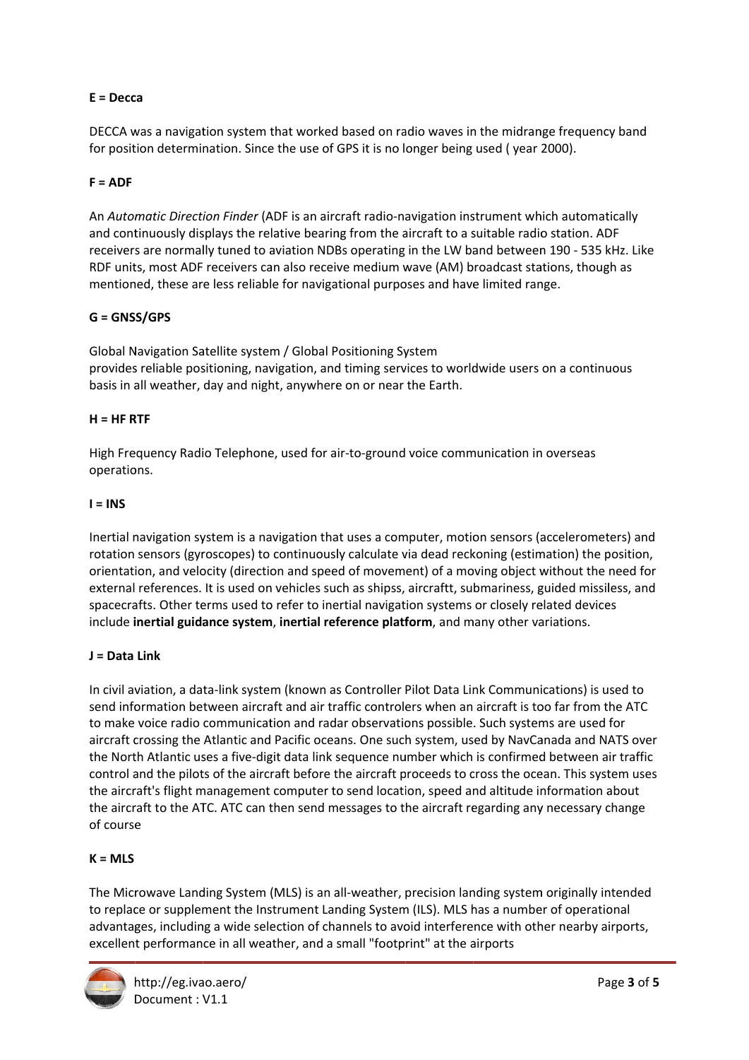**E = Decca**

DECCA was a navigation system that worked based on radio waves in the midrange frequency band for position determination. Since the use of GPS it is no longer being used ( year 2000).

**F = ADF**

An *Automatic Direction Finder* (ADF is an aircraft radio-navigation instrument which automatically and continuously displays the relative bearing from the aircraft to a suitable radio station. ADF receivers are normally tuned to aviation NDBs operating in the LW band between 190 - 535 kHz. Like RDF units, most ADF receivers can also receive medium wave (AM) broadcast stations, though as mentioned, these are less reliable for navigational purposes and have limited range.

**G = GNSS/GPS**

Global Navigation Satellite system / Global Positioning System
provides reliable positioning, navigation, and timing services to worldwide users on a continuous basis in all weather, day and night, anywhere on or near the Earth.

**H = HF RTF**

High Frequency Radio Telephone, used for air-to-ground voice communication in overseas operations.

**I = INS**

Inertial navigation system is a navigation that uses a computer, motion sensors (accelerometers) and rotation sensors (gyroscopes) to continuously calculate via dead reckoning (estimation) the position, orientation, and velocity (direction and speed of movement) of a moving object without the need for external references. It is used on vehicles such as shipss, aircraftt, submariness, guided missiless, and spacecrafts. Other terms used to refer to inertial navigation systems or closely related devices include **inertial guidance system**, **inertial reference platform**, and many other variations.

**J = Data Link**

In civil aviation, a data-link system (known as Controller Pilot Data Link Communications) is used to send information between aircraft and air traffic controlers when an aircraft is too far from the ATC to make voice radio communication and radar observations possible. Such systems are used for aircraft crossing the Atlantic and Pacific oceans. One such system, used by NavCanada and NATS over the North Atlantic uses a five-digit data link sequence number which is confirmed between air traffic control and the pilots of the aircraft before the aircraft proceeds to cross the ocean. This system uses the aircraft's flight management computer to send location, speed and altitude information about the aircraft to the ATC. ATC can then send messages to the aircraft regarding any necessary change of course

**K = MLS**

The Microwave Landing System (MLS) is an all-weather, precision landing system originally intended to replace or supplement the Instrument Landing System (ILS). MLS has a number of operational advantages, including a wide selection of channels to avoid interference with other nearby airports, excellent performance in all weather, and a small "footprint" at the airports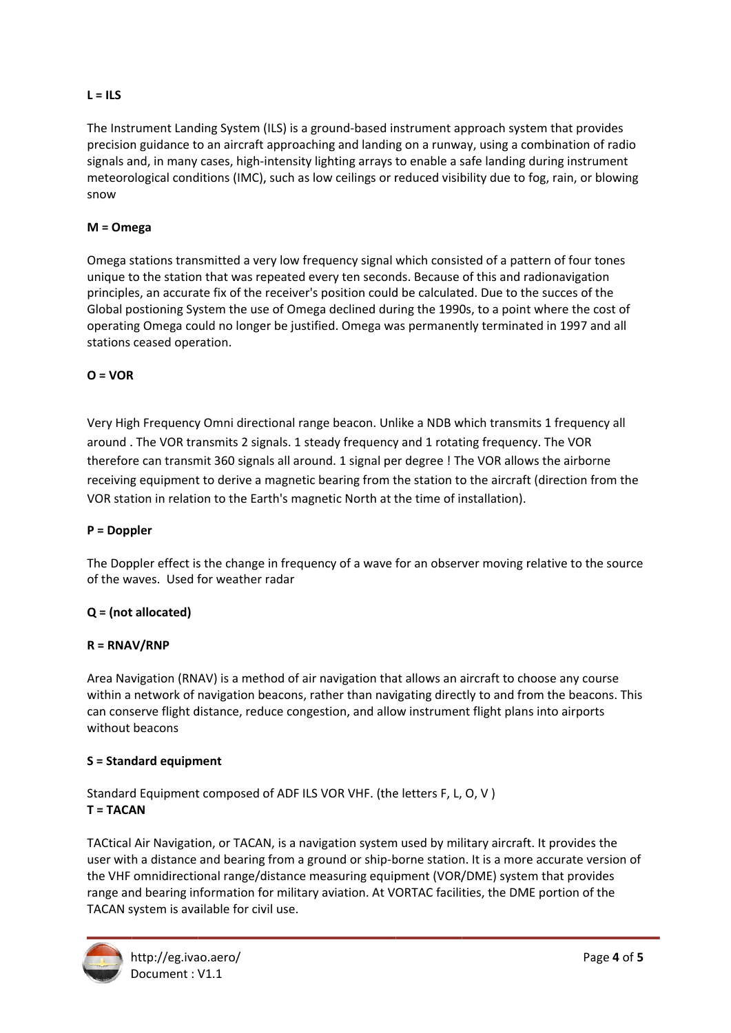**L = ILS**

The Instrument Landing System (ILS) is a ground-based instrument approach system that provides precision guidance to an aircraft approaching and landing on a runway, using a combination of radio signals and, in many cases, high-intensity lighting arrays to enable a safe landing during instrument meteorological conditions (IMC), such as low ceilings or reduced visibility due to fog, rain, or blowing snow

**M = Omega**

Omega stations transmitted a very low frequency signal which consisted of a pattern of four tones unique to the station that was repeated every ten seconds. Because of this and radionavigation principles, an accurate fix of the receiver's position could be calculated. Due to the succes of the Global postioning System the use of Omega declined during the 1990s, to a point where the cost of operating Omega could no longer be justified. Omega was permanently terminated in 1997 and all stations ceased operation.

**O = VOR**

Very High Frequency Omni directional range beacon. Unlike a NDB which transmits 1 frequency all around . The VOR transmits 2 signals. 1 steady frequency and 1 rotating frequency. The VOR therefore can transmit 360 signals all around. 1 signal per degree ! The VOR allows the airborne receiving equipment to derive a magnetic bearing from the station to the aircraft (direction from the VOR station in relation to the Earth's magnetic North at the time of installation).

**P = Doppler**

The Doppler effect is the change in frequency of a wave for an observer moving relative to the source of the waves. Used for weather radar

**Q = (not allocated)**

**R = RNAV/RNP**

Area Navigation (RNAV) is a method of air navigation that allows an aircraft to choose any course within a network of navigation beacons, rather than navigating directly to and from the beacons. This can conserve flight distance, reduce congestion, and allow instrument flight plans into airports without beacons

**S = Standard equipment**

Standard Equipment composed of ADF ILS VOR VHF. (the letters F, L, O, V )

**T = TACAN**

TACtical Air Navigation, or TACAN, is a navigation system used by military aircraft. It provides the user with a distance and bearing from a ground or ship-borne station. It is a more accurate version of the VHF omnidirectional range/distance measuring equipment (VOR/DME) system that provides range and bearing information for military aviation. At VORTAC facilities, the DME portion of the TACAN system is available for civil use.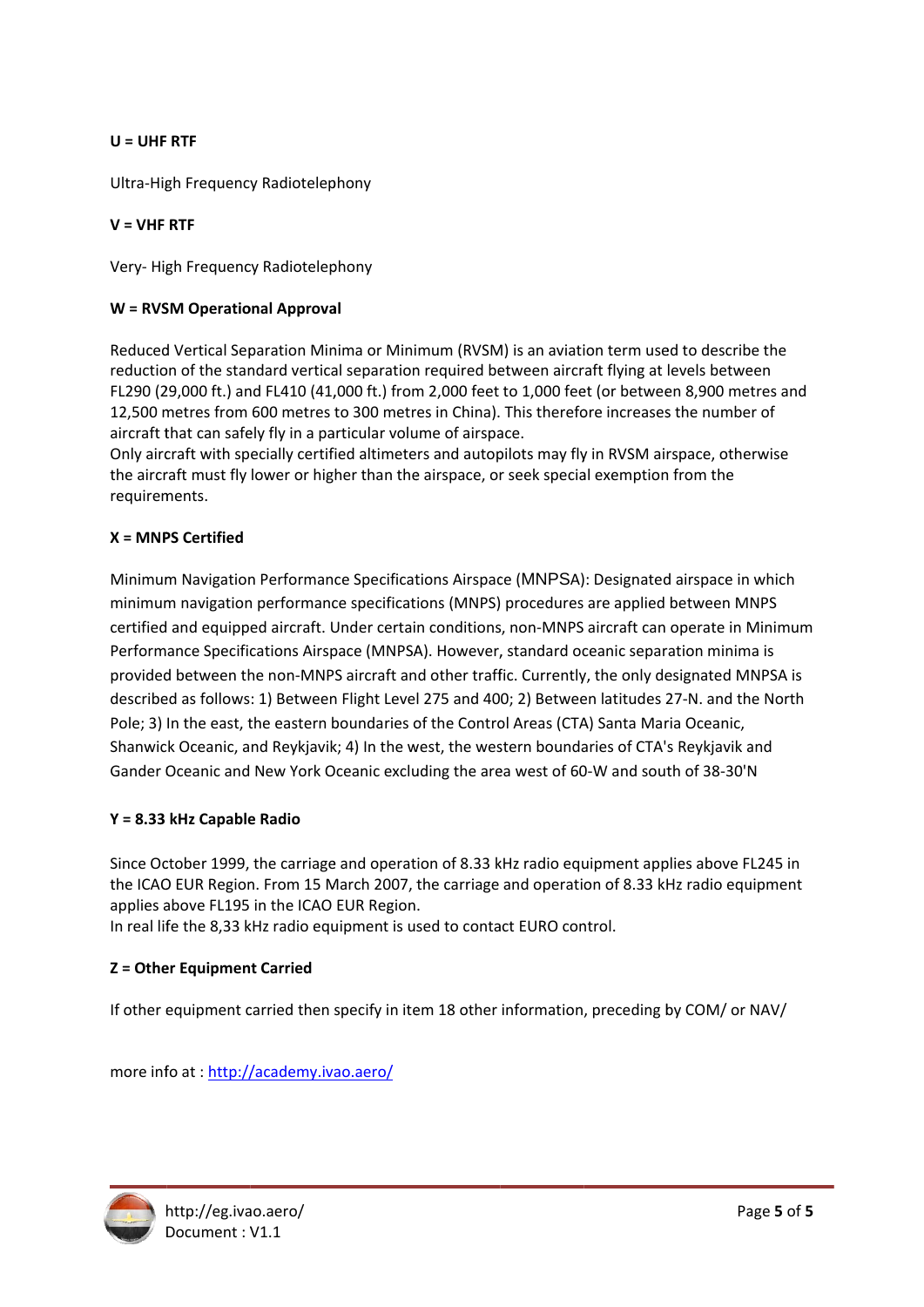**U = UHF RTF**

Ultra-High Frequency Radiotelephony

**V = VHF RTF**

Very- High Frequency Radiotelephony

**W = RVSM Operational Approval**

Reduced Vertical Separation Minima or Minimum (RVSM) is an aviation term used to describe the reduction of the standard vertical separation required between aircraft flying at levels between FL290 (29,000 ft.) and FL410 (41,000 ft.) from 2,000 feet to 1,000 feet (or between 8,900 metres and 12,500 metres from 600 metres to 300 metres in China). This therefore increases the number of aircraft that can safely fly in a particular volume of airspace.
Only aircraft with specially certified altimeters and autopilots may fly in RVSM airspace, otherwise the aircraft must fly lower or higher than the airspace, or seek special exemption from the requirements.

**X = MNPS Certified**

Minimum Navigation Performance Specifications Airspace (MNPSA): Designated airspace in which minimum navigation performance specifications (MNPS) procedures are applied between MNPS certified and equipped aircraft. Under certain conditions, non-MNPS aircraft can operate in Minimum Performance Specifications Airspace (MNPSA). However, standard oceanic separation minima is provided between the non-MNPS aircraft and other traffic. Currently, the only designated MNPSA is described as follows: 1) Between Flight Level 275 and 400; 2) Between latitudes 27-N. and the North Pole; 3) In the east, the eastern boundaries of the Control Areas (CTA) Santa Maria Oceanic, Shanwick Oceanic, and Reykjavik; 4) In the west, the western boundaries of CTA's Reykjavik and Gander Oceanic and New York Oceanic excluding the area west of 60-W and south of 38-30'N

**Y = 8.33 kHz Capable Radio**

Since October 1999, the carriage and operation of 8.33 kHz radio equipment applies above FL245 in the ICAO EUR Region. From 15 March 2007, the carriage and operation of 8.33 kHz radio equipment applies above FL195 in the ICAO EUR Region.
In real life the 8,33 kHz radio equipment is used to contact EURO control.

**Z = Other Equipment Carried**

If other equipment carried then specify in item 18 other information, preceding by COM/ or NAV/

more info at : [http://academy.ivao.aero/](http://academy.ivao.aero/)